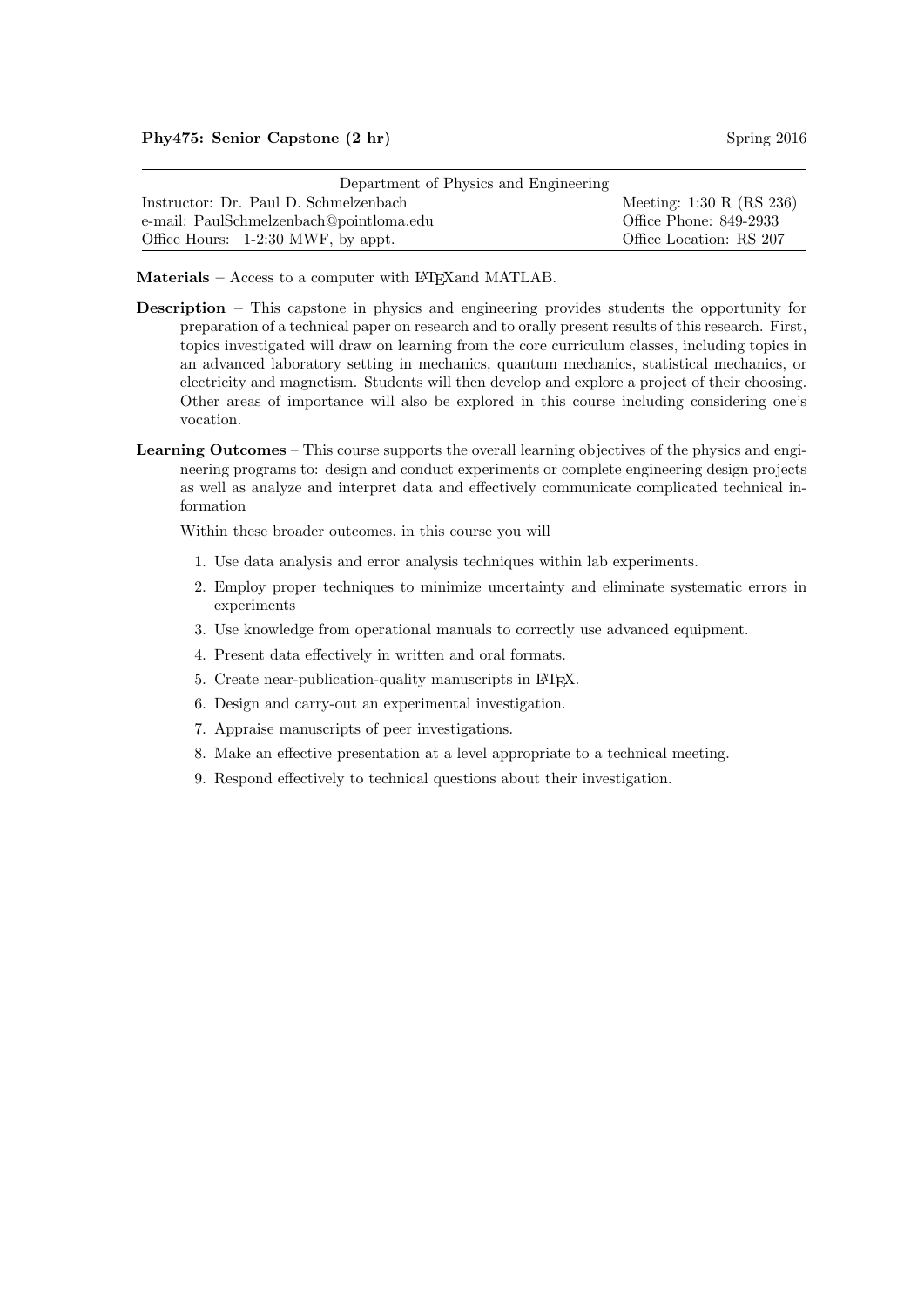**Phy475: Senior Capstone (2 hr)** Spring 2016

| Department of Physics and Engineering | |
|---|---|
| Instructor: Dr. Paul D. Schmelzenbach | Meeting: 1:30 R (RS 236) |
| e-mail: PaulSchmelzenbach@pointloma.edu | Office Phone: 849-2933 |
| Office Hours: 1-2:30 MWF, by appt. | Office Location: RS 207 |

**Materials** – Access to a computer with LaTeXand MATLAB.

**Description** – This capstone in physics and engineering provides students the opportunity for preparation of a technical paper on research and to orally present results of this research. First, topics investigated will draw on learning from the core curriculum classes, including topics in an advanced laboratory setting in mechanics, quantum mechanics, statistical mechanics, or electricity and magnetism. Students will then develop and explore a project of their choosing. Other areas of importance will also be explored in this course including considering one's vocation.

**Learning Outcomes** – This course supports the overall learning objectives of the physics and engineering programs to: design and conduct experiments or complete engineering design projects as well as analyze and interpret data and effectively communicate complicated technical information

Within these broader outcomes, in this course you will

1. Use data analysis and error analysis techniques within lab experiments.
2. Employ proper techniques to minimize uncertainty and eliminate systematic errors in experiments
3. Use knowledge from operational manuals to correctly use advanced equipment.
4. Present data effectively in written and oral formats.
5. Create near-publication-quality manuscripts in LaTeX.
6. Design and carry-out an experimental investigation.
7. Appraise manuscripts of peer investigations.
8. Make an effective presentation at a level appropriate to a technical meeting.
9. Respond effectively to technical questions about their investigation.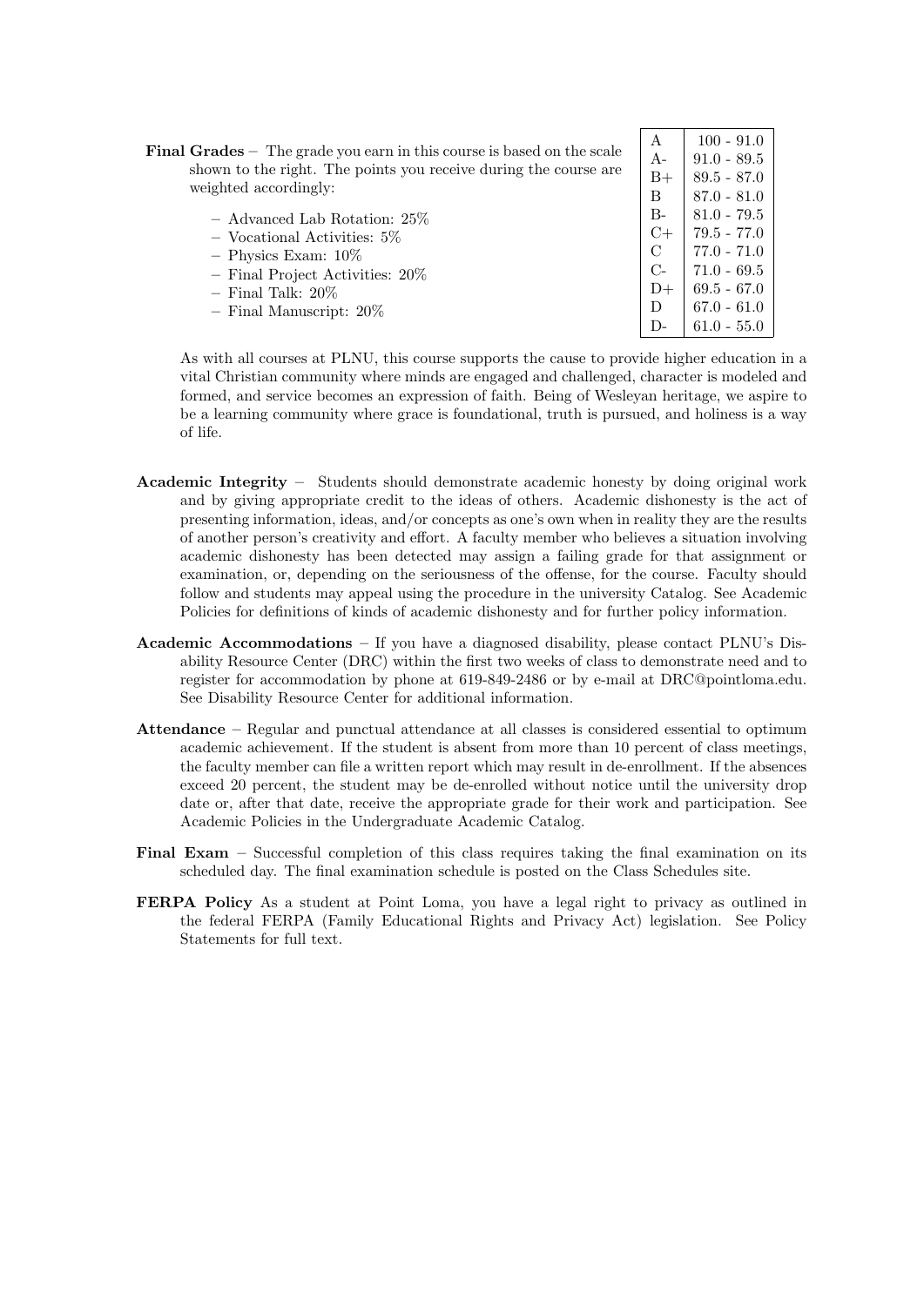**Final Grades** – The grade you earn in this course is based on the scale shown to the right. The points you receive during the course are weighted accordingly:

- Advanced Lab Rotation: 25%
- Vocational Activities: 5%
- Physics Exam: 10%
- Final Project Activities: 20%
- Final Talk: 20%
- Final Manuscript: 20%

| | |
|---|---|
| A | 100 - 91.0 |
| A- | 91.0 - 89.5 |
| B+ | 89.5 - 87.0 |
| B | 87.0 - 81.0 |
| B- | 81.0 - 79.5 |
| C+ | 79.5 - 77.0 |
| C | 77.0 - 71.0 |
| C- | 71.0 - 69.5 |
| D+ | 69.5 - 67.0 |
| D | 67.0 - 61.0 |
| D- | 61.0 - 55.0 |

As with all courses at PLNU, this course supports the cause to provide higher education in a vital Christian community where minds are engaged and challenged, character is modeled and formed, and service becomes an expression of faith. Being of Wesleyan heritage, we aspire to be a learning community where grace is foundational, truth is pursued, and holiness is a way of life.

**Academic Integrity** – Students should demonstrate academic honesty by doing original work and by giving appropriate credit to the ideas of others. Academic dishonesty is the act of presenting information, ideas, and/or concepts as one's own when in reality they are the results of another person's creativity and effort. A faculty member who believes a situation involving academic dishonesty has been detected may assign a failing grade for that assignment or examination, or, depending on the seriousness of the offense, for the course. Faculty should follow and students may appeal using the procedure in the university Catalog. See Academic Policies for definitions of kinds of academic dishonesty and for further policy information.

**Academic Accommodations** – If you have a diagnosed disability, please contact PLNU's Disability Resource Center (DRC) within the first two weeks of class to demonstrate need and to register for accommodation by phone at 619-849-2486 or by e-mail at DRC@pointloma.edu. See Disability Resource Center for additional information.

**Attendance** – Regular and punctual attendance at all classes is considered essential to optimum academic achievement. If the student is absent from more than 10 percent of class meetings, the faculty member can file a written report which may result in de-enrollment. If the absences exceed 20 percent, the student may be de-enrolled without notice until the university drop date or, after that date, receive the appropriate grade for their work and participation. See Academic Policies in the Undergraduate Academic Catalog.

**Final Exam** – Successful completion of this class requires taking the final examination on its scheduled day. The final examination schedule is posted on the Class Schedules site.

**FERPA Policy** As a student at Point Loma, you have a legal right to privacy as outlined in the federal FERPA (Family Educational Rights and Privacy Act) legislation. See Policy Statements for full text.